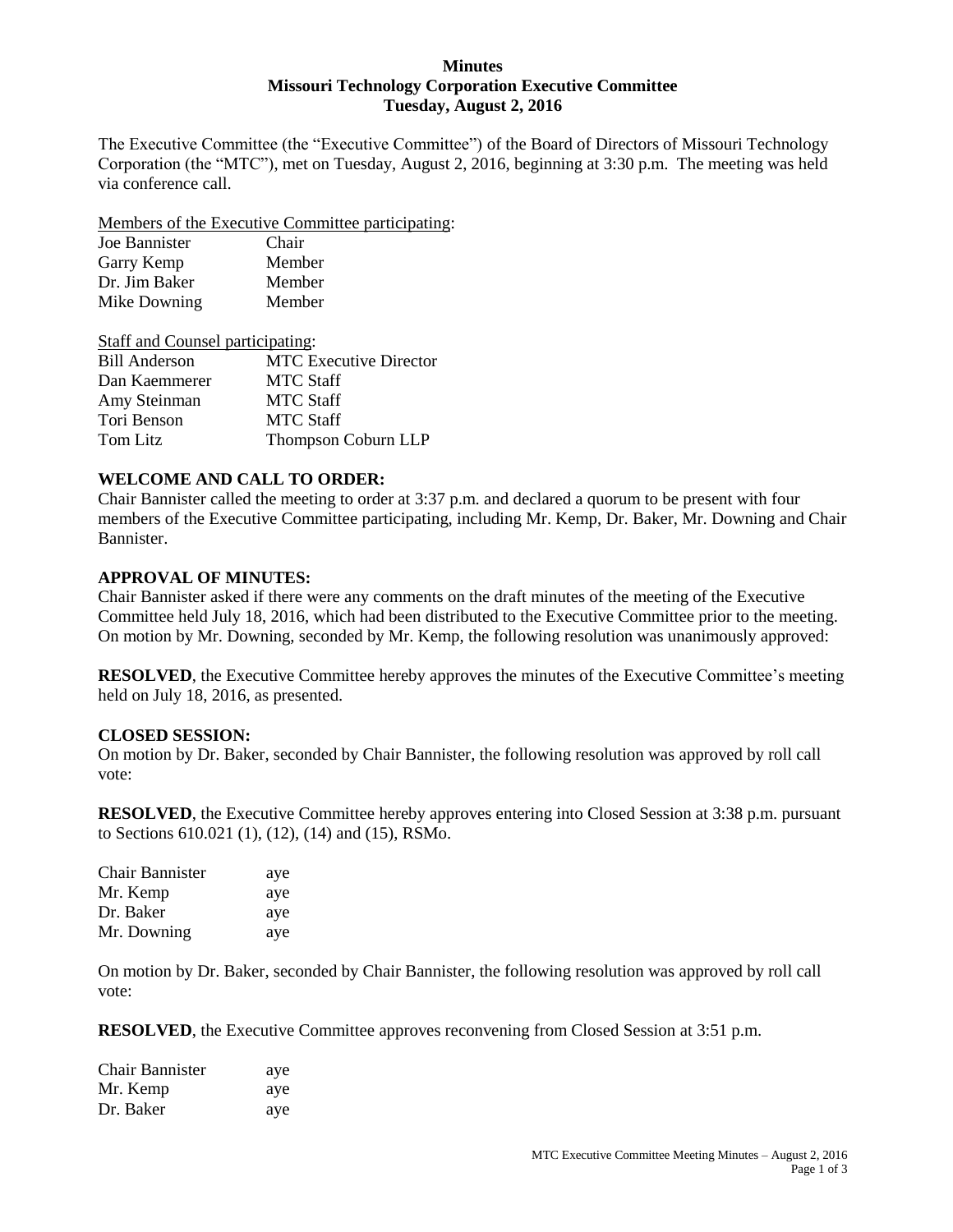**Minutes**
**Missouri Technology Corporation Executive Committee**
**Tuesday, August 2, 2016**

The Executive Committee (the "Executive Committee") of the Board of Directors of Missouri Technology Corporation (the "MTC"), met on Tuesday, August 2, 2016, beginning at 3:30 p.m. The meeting was held via conference call.

Members of the Executive Committee participating:

| | |
|---|---|
| Joe Bannister | Chair |
| Garry Kemp | Member |
| Dr. Jim Baker | Member |
| Mike Downing | Member |

Staff and Counsel participating:

| | |
|---|---|
| Bill Anderson | MTC Executive Director |
| Dan Kaemmerer | MTC Staff |
| Amy Steinman | MTC Staff |
| Tori Benson | MTC Staff |
| Tom Litz | Thompson Coburn LLP |

**WELCOME AND CALL TO ORDER:**
Chair Bannister called the meeting to order at 3:37 p.m. and declared a quorum to be present with four members of the Executive Committee participating, including Mr. Kemp, Dr. Baker, Mr. Downing and Chair Bannister.

**APPROVAL OF MINUTES:**
Chair Bannister asked if there were any comments on the draft minutes of the meeting of the Executive Committee held July 18, 2016, which had been distributed to the Executive Committee prior to the meeting. On motion by Mr. Downing, seconded by Mr. Kemp, the following resolution was unanimously approved:

**RESOLVED**, the Executive Committee hereby approves the minutes of the Executive Committee's meeting held on July 18, 2016, as presented.

**CLOSED SESSION:**
On motion by Dr. Baker, seconded by Chair Bannister, the following resolution was approved by roll call vote:

**RESOLVED**, the Executive Committee hereby approves entering into Closed Session at 3:38 p.m. pursuant to Sections 610.021 (1), (12), (14) and (15), RSMo.

| | |
|---|---|
| Chair Bannister | aye |
| Mr. Kemp | aye |
| Dr. Baker | aye |
| Mr. Downing | aye |

On motion by Dr. Baker, seconded by Chair Bannister, the following resolution was approved by roll call vote:

**RESOLVED**, the Executive Committee approves reconvening from Closed Session at 3:51 p.m.

| | |
|---|---|
| Chair Bannister | aye |
| Mr. Kemp | aye |
| Dr. Baker | aye |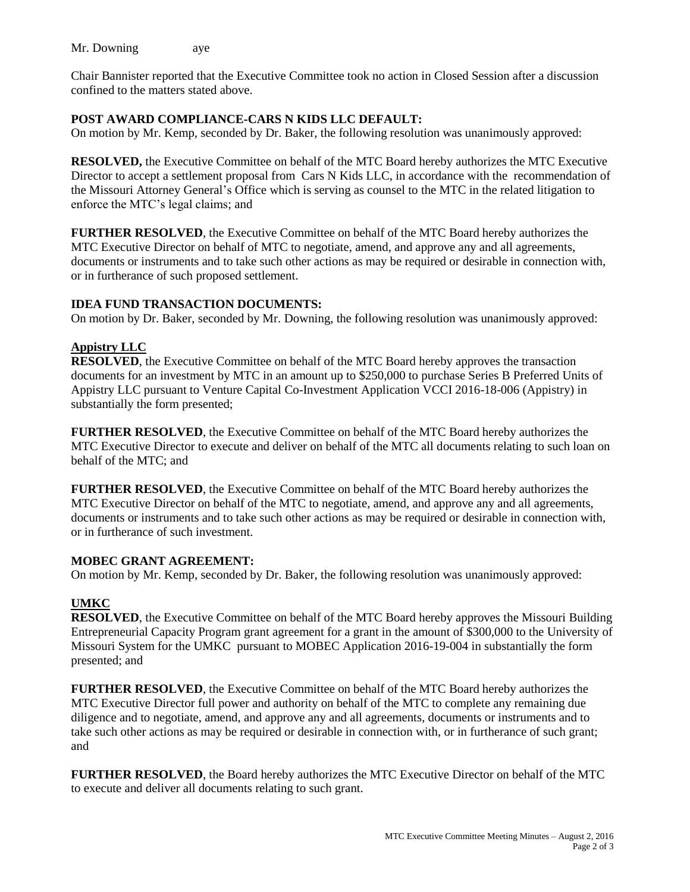Mr. Downing aye

Chair Bannister reported that the Executive Committee took no action in Closed Session after a discussion confined to the matters stated above.

**POST AWARD COMPLIANCE-CARS N KIDS LLC DEFAULT:**

On motion by Mr. Kemp, seconded by Dr. Baker, the following resolution was unanimously approved:

**RESOLVED,** the Executive Committee on behalf of the MTC Board hereby authorizes the MTC Executive Director to accept a settlement proposal from Cars N Kids LLC, in accordance with the recommendation of the Missouri Attorney General's Office which is serving as counsel to the MTC in the related litigation to enforce the MTC's legal claims; and

**FURTHER RESOLVED**, the Executive Committee on behalf of the MTC Board hereby authorizes the MTC Executive Director on behalf of MTC to negotiate, amend, and approve any and all agreements, documents or instruments and to take such other actions as may be required or desirable in connection with, or in furtherance of such proposed settlement.

**IDEA FUND TRANSACTION DOCUMENTS:**

On motion by Dr. Baker, seconded by Mr. Downing, the following resolution was unanimously approved:

**Appistry LLC**

**RESOLVED**, the Executive Committee on behalf of the MTC Board hereby approves the transaction documents for an investment by MTC in an amount up to $250,000 to purchase Series B Preferred Units of Appistry LLC pursuant to Venture Capital Co-Investment Application VCCI 2016-18-006 (Appistry) in substantially the form presented;

**FURTHER RESOLVED**, the Executive Committee on behalf of the MTC Board hereby authorizes the MTC Executive Director to execute and deliver on behalf of the MTC all documents relating to such loan on behalf of the MTC; and

**FURTHER RESOLVED**, the Executive Committee on behalf of the MTC Board hereby authorizes the MTC Executive Director on behalf of the MTC to negotiate, amend, and approve any and all agreements, documents or instruments and to take such other actions as may be required or desirable in connection with, or in furtherance of such investment.

**MOBEC GRANT AGREEMENT:**

On motion by Mr. Kemp, seconded by Dr. Baker, the following resolution was unanimously approved:

**UMKC**

**RESOLVED**, the Executive Committee on behalf of the MTC Board hereby approves the Missouri Building Entrepreneurial Capacity Program grant agreement for a grant in the amount of $300,000 to the University of Missouri System for the UMKC pursuant to MOBEC Application 2016-19-004 in substantially the form presented; and

**FURTHER RESOLVED**, the Executive Committee on behalf of the MTC Board hereby authorizes the MTC Executive Director full power and authority on behalf of the MTC to complete any remaining due diligence and to negotiate, amend, and approve any and all agreements, documents or instruments and to take such other actions as may be required or desirable in connection with, or in furtherance of such grant; and

**FURTHER RESOLVED**, the Board hereby authorizes the MTC Executive Director on behalf of the MTC to execute and deliver all documents relating to such grant.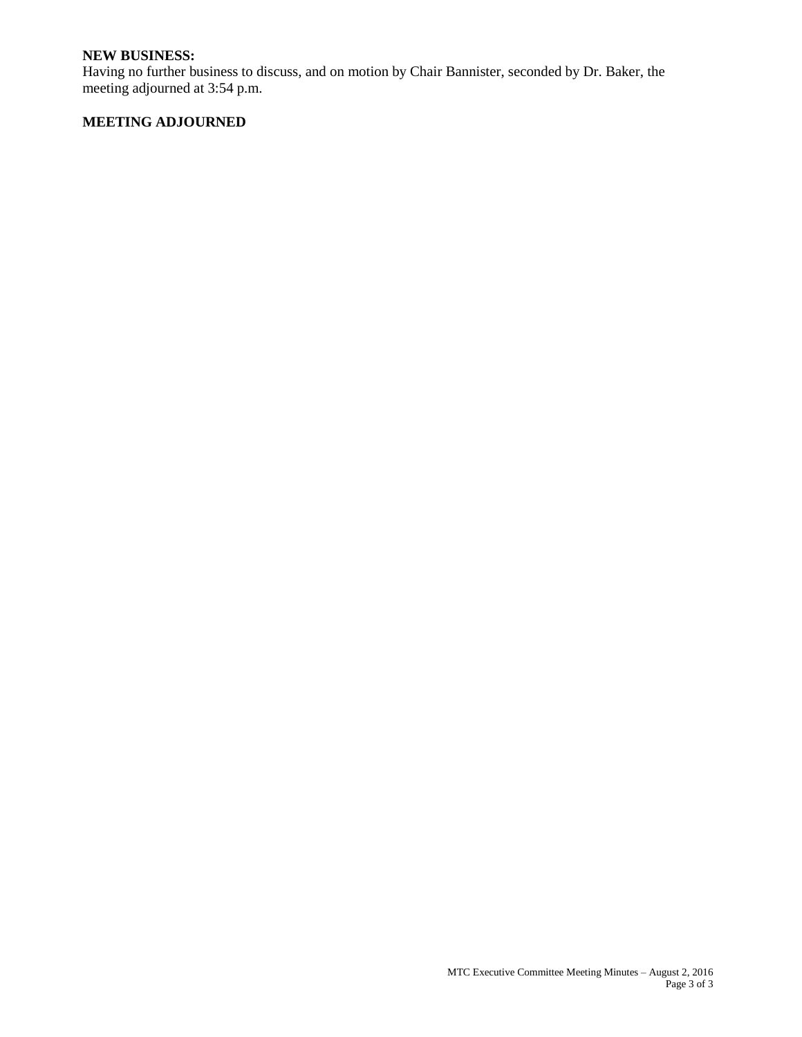**NEW BUSINESS:**
Having no further business to discuss, and on motion by Chair Bannister, seconded by Dr. Baker, the meeting adjourned at 3:54 p.m.

**MEETING ADJOURNED**